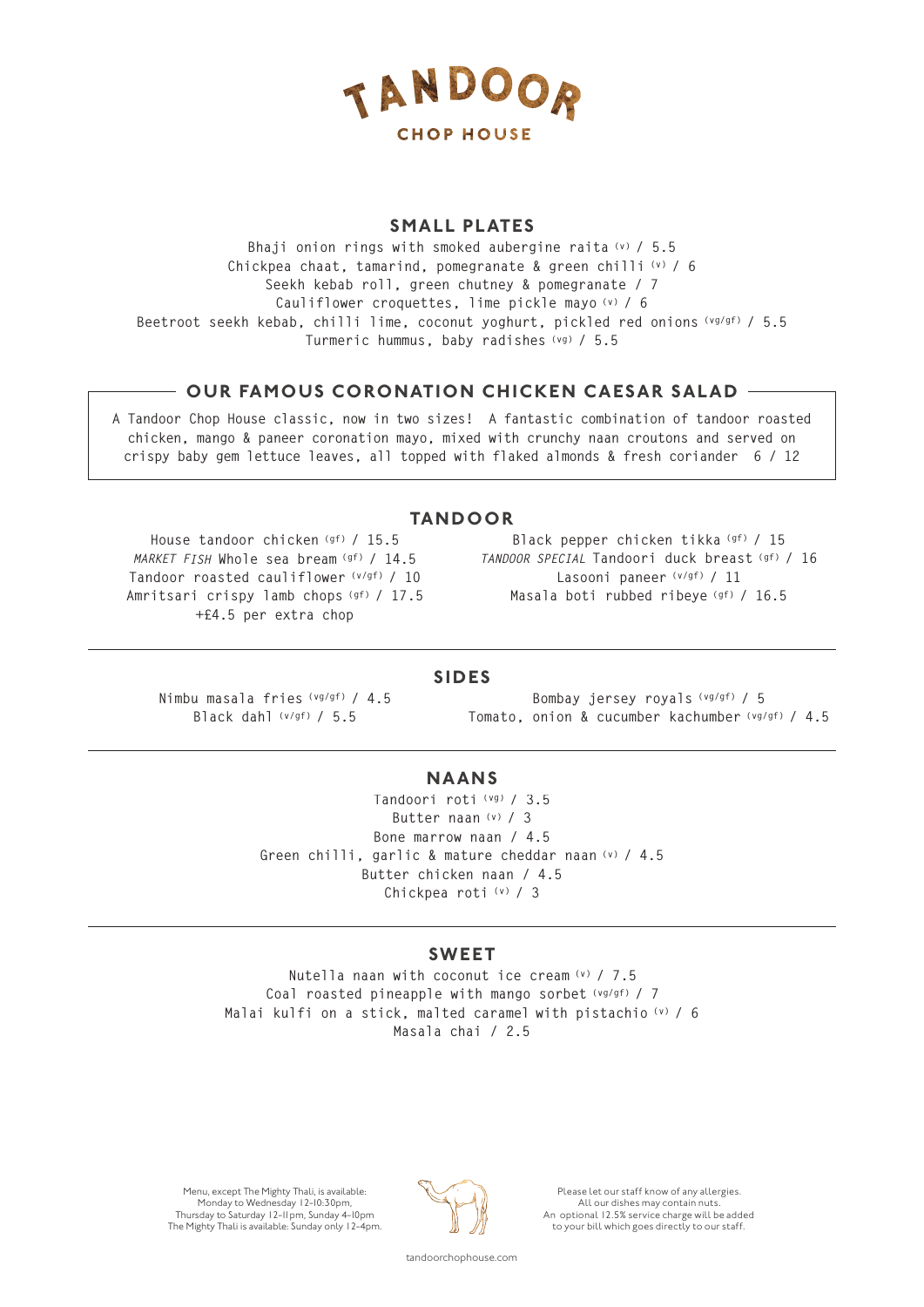# TANDOOR

CHOP HOUSE

## SMALL PLATES

Bhaji onion rings with smoked aubergine raita (v) / 5.5

Chickpea chaat, tamarind, pomegranate & green chilli (v) / 6

Seekh kebab roll, green chutney & pomegranate / 7

Cauliflower croquettes, lime pickle mayo (v) / 6

Beetroot seekh kebab, chilli lime, coconut yoghurt, pickled red onions (vg/gf) / 5.5

Turmeric hummus, baby radishes (vg) / 5.5

## OUR FAMOUS CORONATION CHICKEN CAESAR SALAD

A Tandoor Chop House classic, now in two sizes! A fantastic combination of tandoor roasted chicken, mango & paneer coronation mayo, mixed with crunchy naan croutons and served on crispy baby gem lettuce leaves, all topped with flaked almonds & fresh coriander 6 / 12

## TANDOOR

House tandoor chicken (gf) / 15.5

*MARKET FISH* Whole sea bream (gf) / 14.5

Tandoor roasted cauliflower (v/gf) / 10

Amritsari crispy lamb chops (gf) / 17.5
+£4.5 per extra chop

Black pepper chicken tikka (gf) / 15

*TANDOOR SPECIAL* Tandoori duck breast (gf) / 16

Lasooni paneer (v/gf) / 11

Masala boti rubbed ribeye (gf) / 16.5

## SIDES

Nimbu masala fries (vg/gf) / 4.5

Black dahl (v/gf) / 5.5

Bombay jersey royals (vg/gf) / 5

Tomato, onion & cucumber kachumber (vg/gf) / 4.5

## NAANS

Tandoori roti (vg) / 3.5

Butter naan (v) / 3

Bone marrow naan / 4.5

Green chilli, garlic & mature cheddar naan (v) / 4.5

Butter chicken naan / 4.5

Chickpea roti (v) / 3

## SWEET

Nutella naan with coconut ice cream (v) / 7.5

Coal roasted pineapple with mango sorbet (vg/gf) / 7

Malai kulfi on a stick, malted caramel with pistachio (v) / 6

Masala chai / 2.5

Menu, except The Mighty Thali, is available:
Monday to Wednesday 12-10:30pm,
Thursday to Saturday 12-11pm, Sunday 4-10pm
The Mighty Thali is available: Sunday only 12-4pm.

Please let our staff know of any allergies.
All our dishes may contain nuts.
An optional 12.5% service charge will be added to your bill which goes directly to our staff.

tandoorchophouse.com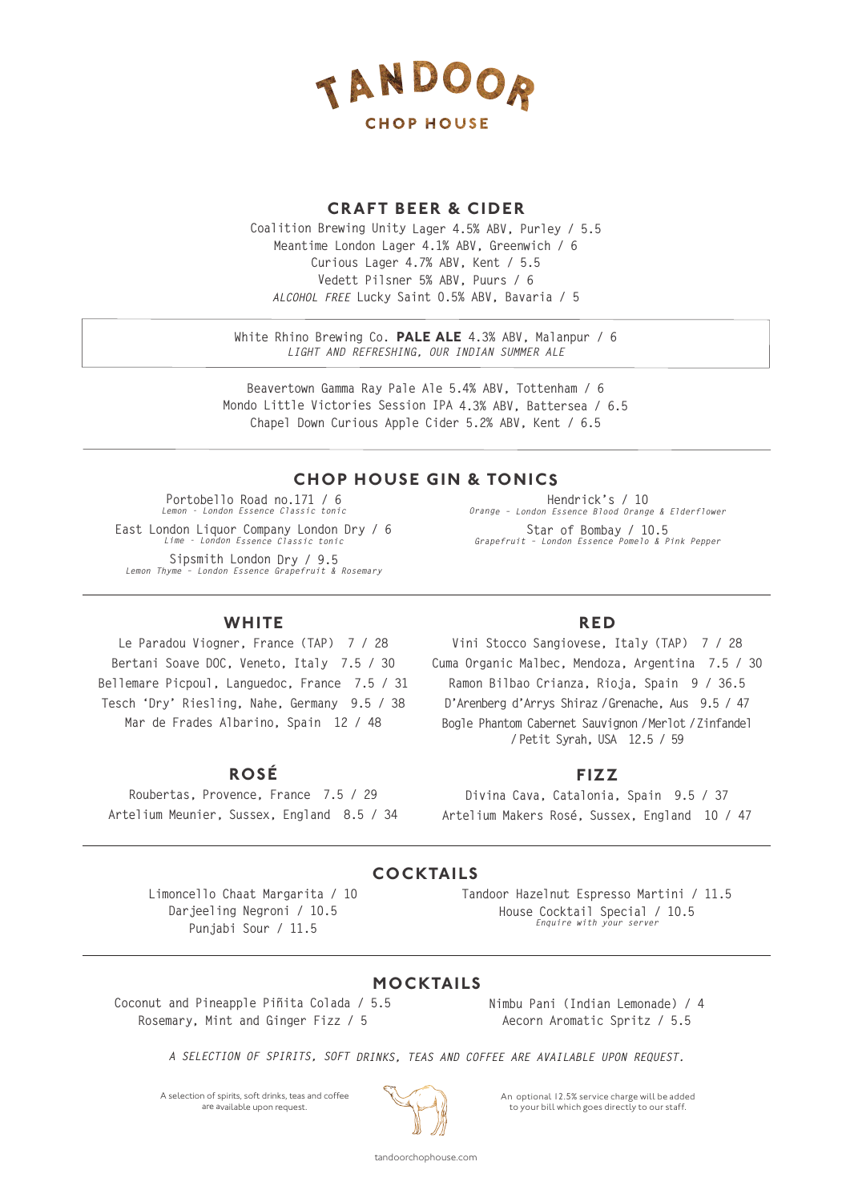# TANDOOR

CHOP HOUSE

## CRAFT BEER & CIDER

Coalition Brewing Unity Lager 4.5% ABV, Purley / 5.5
Meantime London Lager 4.1% ABV, Greenwich / 6
Curious Lager 4.7% ABV, Kent / 5.5
Vedett Pilsner 5% ABV, Puurs / 6
*ALCOHOL FREE* Lucky Saint 0.5% ABV, Bavaria / 5

White Rhino Brewing Co. **PALE ALE** 4.3% ABV, Malanpur / 6
*LIGHT AND REFRESHING, OUR INDIAN SUMMER ALE*

Beavertown Gamma Ray Pale Ale 5.4% ABV, Tottenham / 6
Mondo Little Victories Session IPA 4.3% ABV, Battersea / 6.5
Chapel Down Curious Apple Cider 5.2% ABV, Kent / 6.5

## CHOP HOUSE GIN & TONICS

Portobello Road no.171 / 6
*Lemon - London Essence Classic tonic*

East London Liquor Company London Dry / 6
*Lime - London Essence Classic tonic*

Sipsmith London Dry / 9.5
*Lemon Thyme - London Essence Grapefruit & Rosemary*

Hendrick's / 10
*Orange - London Essence Blood Orange & Elderflower*

Star of Bombay / 10.5
*Grapefruit - London Essence Pomelo & Pink Pepper*

## WHITE

Le Paradou Viognier, France (TAP) 7 / 28
Bertani Soave DOC, Veneto, Italy 7.5 / 30
Bellemare Picpoul, Languedoc, France 7.5 / 31
Tesch 'Dry' Riesling, Nahe, Germany 9.5 / 38
Mar de Frades Albarino, Spain 12 / 48

## RED

Vini Stocco Sangiovese, Italy (TAP) 7 / 28
Cuma Organic Malbec, Mendoza, Argentina 7.5 / 30
Ramon Bilbao Crianza, Rioja, Spain 9 / 36.5
D'Arenberg d'Arrys Shiraz / Grenache, Aus 9.5 / 47
Bogle Phantom Cabernet Sauvignon / Merlot / Zinfandel / Petit Syrah, USA 12.5 / 59

## ROSÉ

Roubertas, Provence, France 7.5 / 29
Artelium Meunier, Sussex, England 8.5 / 34

## FIZZ

Divina Cava, Catalonia, Spain 9.5 / 37
Artelium Makers Rosé, Sussex, England 10 / 47

## COCKTAILS

Limoncello Chaat Margarita / 10
Darjeeling Negroni / 10.5
Punjabi Sour / 11.5
Tandoor Hazelnut Espresso Martini / 11.5
House Cocktail Special / 10.5
*Enquire with your server*

## MOCKTAILS

Coconut and Pineapple Piñita Colada / 5.5
Rosemary, Mint and Ginger Fizz / 5
Nimbu Pani (Indian Lemonade) / 4
Aecorn Aromatic Spritz / 5.5

*A SELECTION OF SPIRITS, SOFT DRINKS, TEAS AND COFFEE ARE AVAILABLE UPON REQUEST.*

A selection of spirits, soft drinks, teas and coffee are available upon request.

An optional 12.5% service charge will be added to your bill which goes directly to our staff.

tandoorchophouse.com